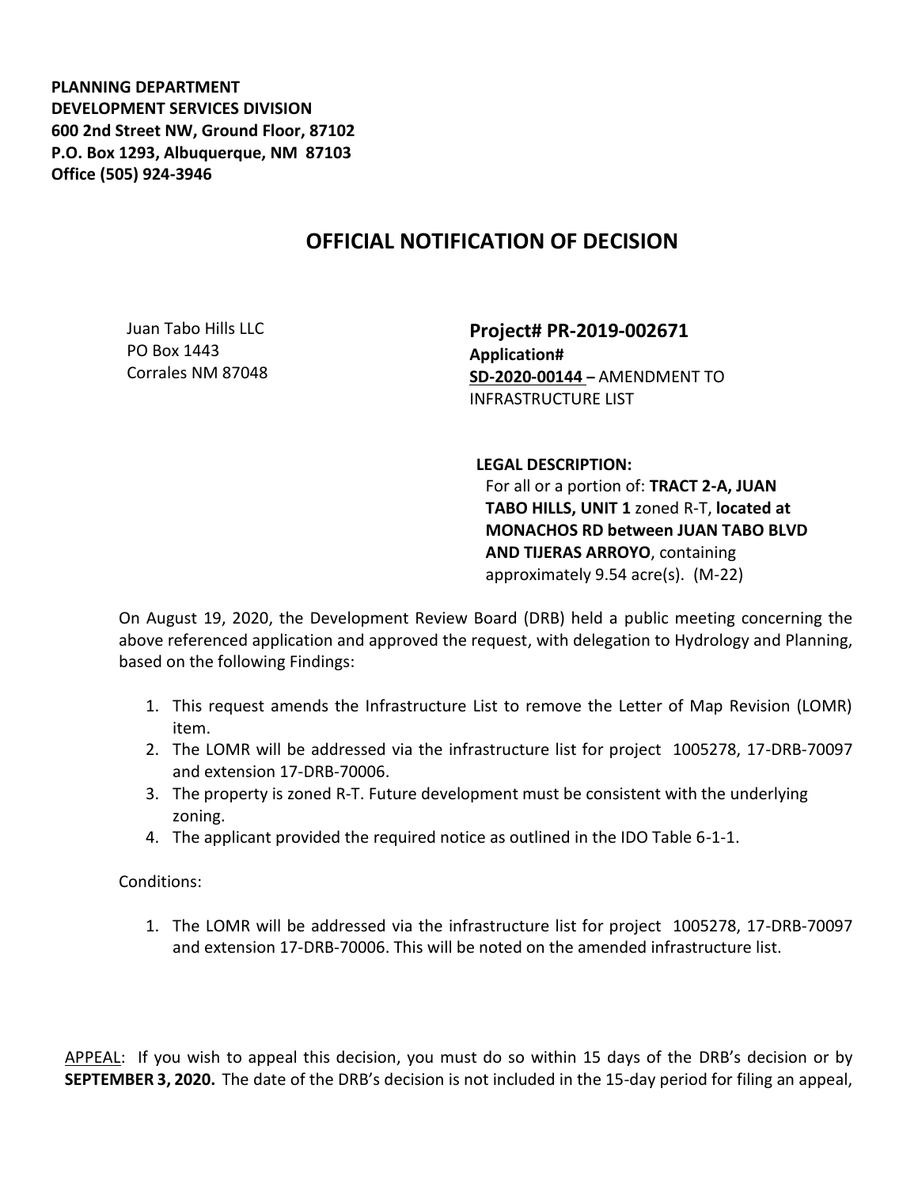**PLANNING DEPARTMENT**
**DEVELOPMENT SERVICES DIVISION**
**600 2nd Street NW, Ground Floor, 87102**
**P.O. Box 1293, Albuquerque, NM 87103**
**Office (505) 924-3946**

# OFFICIAL NOTIFICATION OF DECISION

Juan Tabo Hills LLC
PO Box 1443
Corrales NM 87048

**Project# PR-2019-002671**
**Application#**
**SD-2020-00144 –** AMENDMENT TO INFRASTRUCTURE LIST

**LEGAL DESCRIPTION:**
For all or a portion of: **TRACT 2-A, JUAN TABO HILLS, UNIT 1** zoned R-T, **located at MONACHOS RD between JUAN TABO BLVD AND TIJERAS ARROYO**, containing approximately 9.54 acre(s). (M-22)

On August 19, 2020, the Development Review Board (DRB) held a public meeting concerning the above referenced application and approved the request, with delegation to Hydrology and Planning, based on the following Findings:

1. This request amends the Infrastructure List to remove the Letter of Map Revision (LOMR) item.
2. The LOMR will be addressed via the infrastructure list for project 1005278, 17-DRB-70097 and extension 17-DRB-70006.
3. The property is zoned R-T. Future development must be consistent with the underlying zoning.
4. The applicant provided the required notice as outlined in the IDO Table 6-1-1.

Conditions:

1. The LOMR will be addressed via the infrastructure list for project 1005278, 17-DRB-70097 and extension 17-DRB-70006. This will be noted on the amended infrastructure list.

APPEAL: If you wish to appeal this decision, you must do so within 15 days of the DRB's decision or by **SEPTEMBER 3, 2020.** The date of the DRB's decision is not included in the 15-day period for filing an appeal,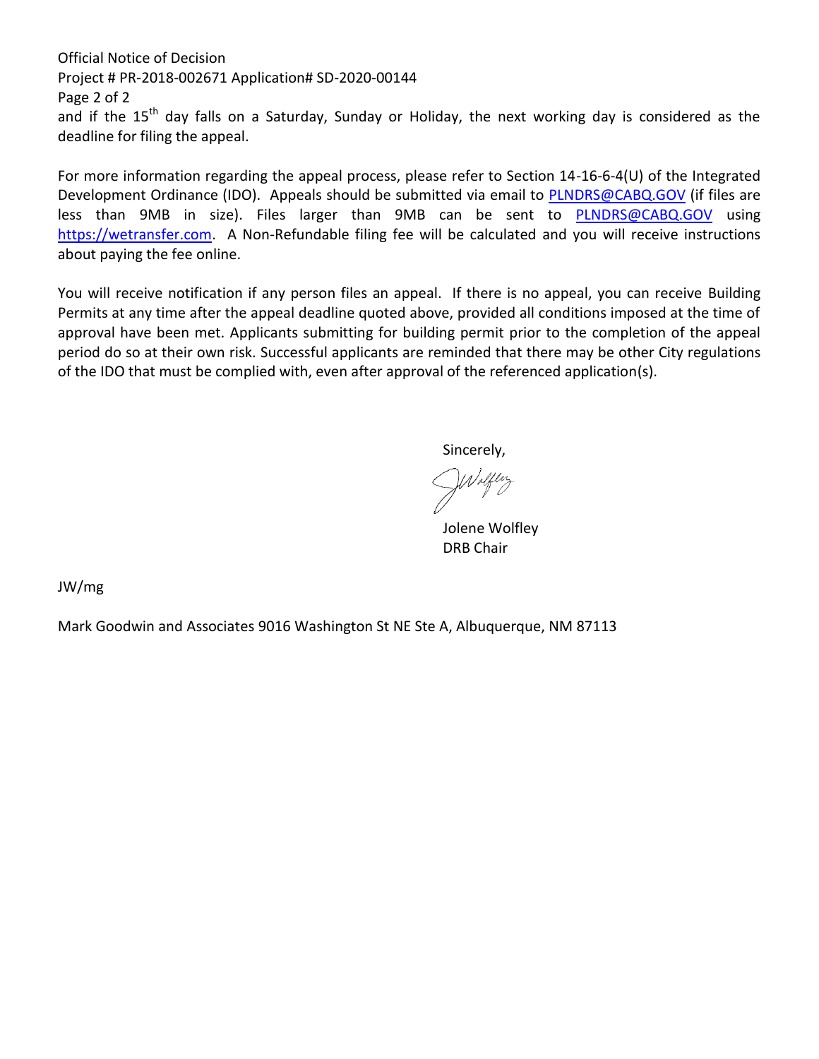and if the 15th day falls on a Saturday, Sunday or Holiday, the next working day is considered as the deadline for filing the appeal.

For more information regarding the appeal process, please refer to Section 14-16-6-4(U) of the Integrated Development Ordinance (IDO). Appeals should be submitted via email to PLNDRS@CABQ.GOV (if files are less than 9MB in size). Files larger than 9MB can be sent to PLNDRS@CABQ.GOV using https://wetransfer.com. A Non-Refundable filing fee will be calculated and you will receive instructions about paying the fee online.

You will receive notification if any person files an appeal. If there is no appeal, you can receive Building Permits at any time after the appeal deadline quoted above, provided all conditions imposed at the time of approval have been met. Applicants submitting for building permit prior to the completion of the appeal period do so at their own risk. Successful applicants are reminded that there may be other City regulations of the IDO that must be complied with, even after approval of the referenced application(s).

Sincerely,

JWolfley

Jolene Wolfley
DRB Chair

JW/mg

Mark Goodwin and Associates 9016 Washington St NE Ste A, Albuquerque, NM 87113